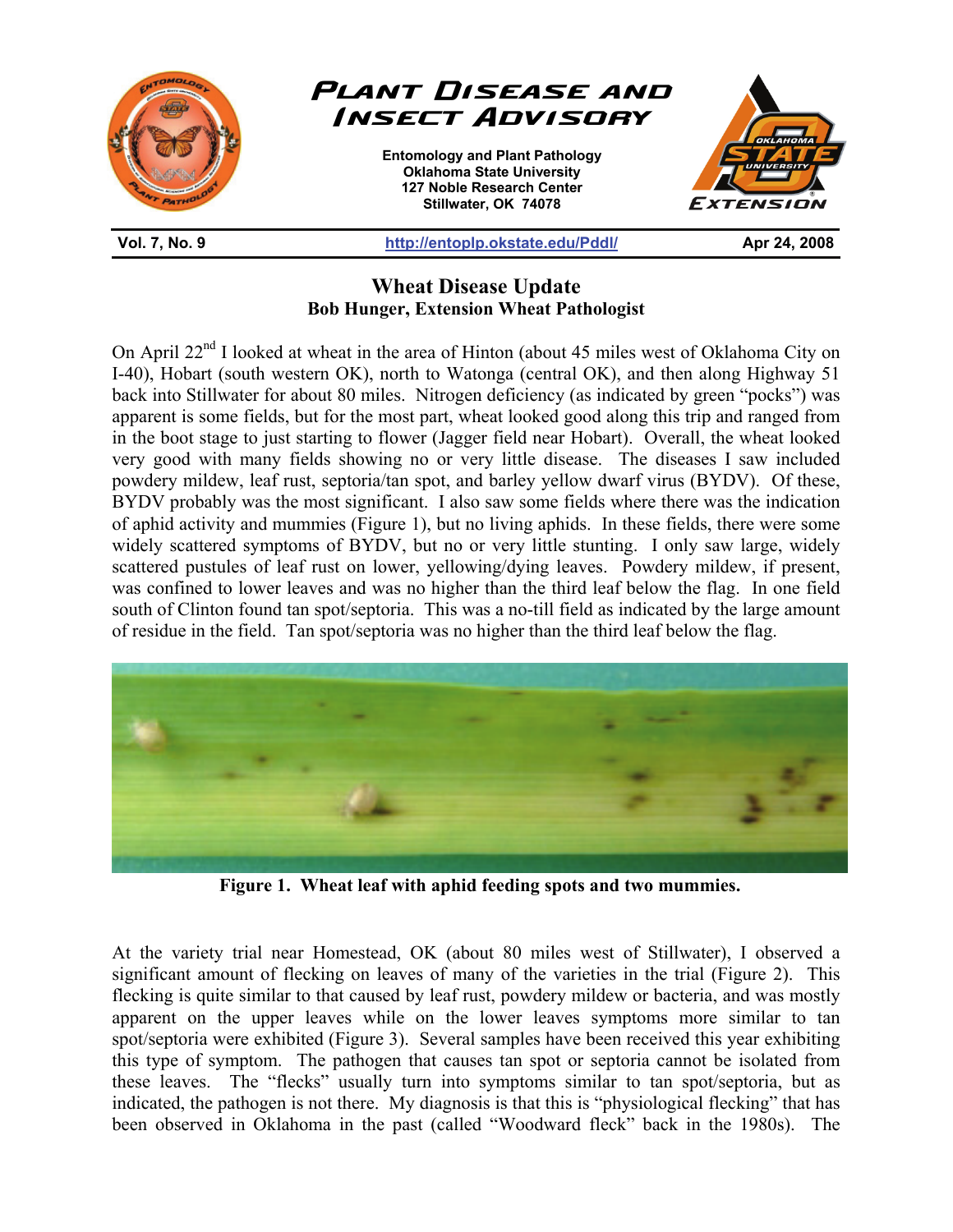# Plant Disease and Insect Advisory

**Entomology and Plant Pathology**
**Oklahoma State University**
**127 Noble Research Center**
**Stillwater, OK 74078**

**Vol. 7, No. 9** | http://entoplp.okstate.edu/Pddl/ | **Apr 24, 2008**

## Wheat Disease Update

**Bob Hunger, Extension Wheat Pathologist**

On April 22nd I looked at wheat in the area of Hinton (about 45 miles west of Oklahoma City on I-40), Hobart (south western OK), north to Watonga (central OK), and then along Highway 51 back into Stillwater for about 80 miles. Nitrogen deficiency (as indicated by green "pocks") was apparent is some fields, but for the most part, wheat looked good along this trip and ranged from in the boot stage to just starting to flower (Jagger field near Hobart). Overall, the wheat looked very good with many fields showing no or very little disease. The diseases I saw included powdery mildew, leaf rust, septoria/tan spot, and barley yellow dwarf virus (BYDV). Of these, BYDV probably was the most significant. I also saw some fields where there was the indication of aphid activity and mummies (Figure 1), but no living aphids. In these fields, there were some widely scattered symptoms of BYDV, but no or very little stunting. I only saw large, widely scattered pustules of leaf rust on lower, yellowing/dying leaves. Powdery mildew, if present, was confined to lower leaves and was no higher than the third leaf below the flag. In one field south of Clinton found tan spot/septoria. This was a no-till field as indicated by the large amount of residue in the field. Tan spot/septoria was no higher than the third leaf below the flag.

**Figure 1. Wheat leaf with aphid feeding spots and two mummies.**

At the variety trial near Homestead, OK (about 80 miles west of Stillwater), I observed a significant amount of flecking on leaves of many of the varieties in the trial (Figure 2). This flecking is quite similar to that caused by leaf rust, powdery mildew or bacteria, and was mostly apparent on the upper leaves while on the lower leaves symptoms more similar to tan spot/septoria were exhibited (Figure 3). Several samples have been received this year exhibiting this type of symptom. The pathogen that causes tan spot or septoria cannot be isolated from these leaves. The "flecks" usually turn into symptoms similar to tan spot/septoria, but as indicated, the pathogen is not there. My diagnosis is that this is "physiological flecking" that has been observed in Oklahoma in the past (called "Woodward fleck" back in the 1980s). The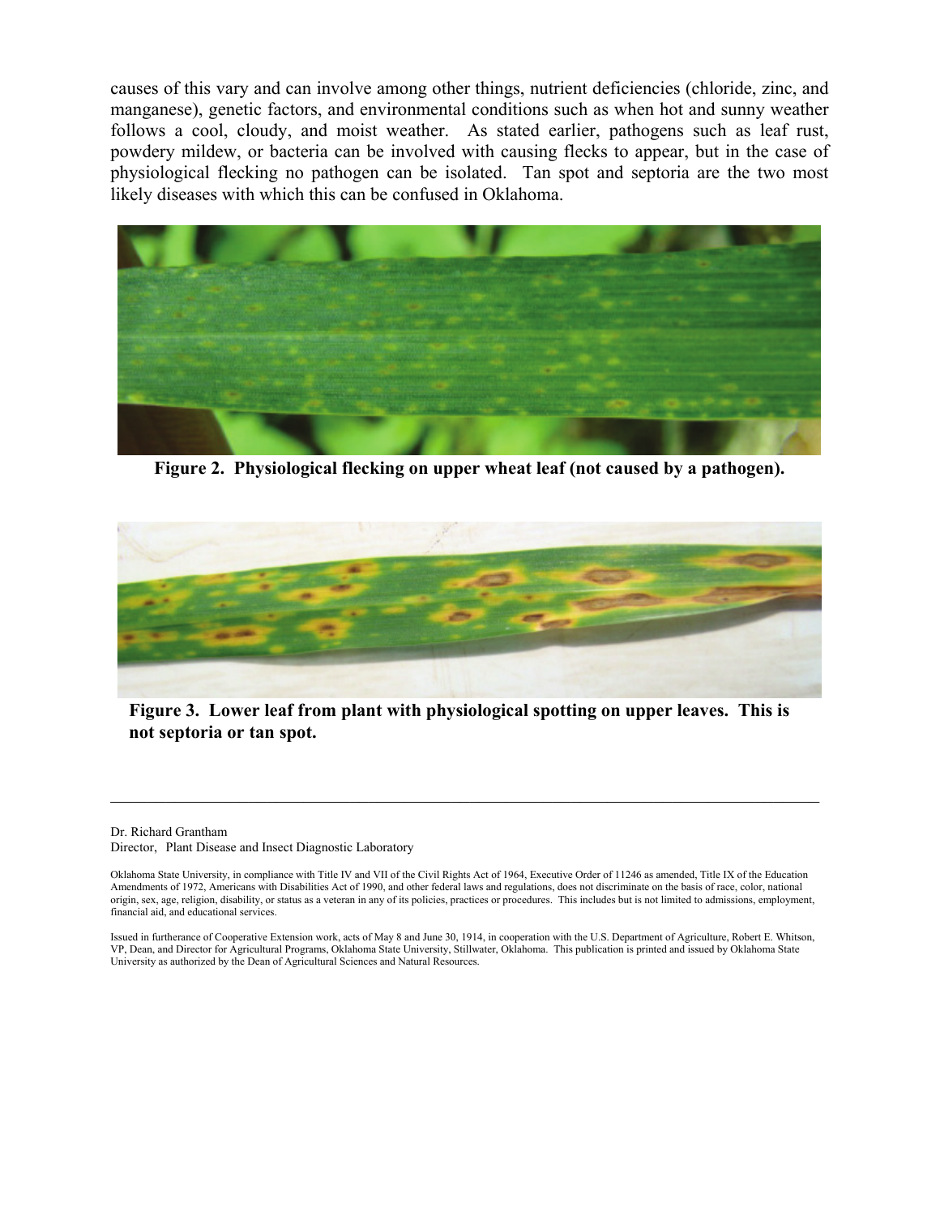causes of this vary and can involve among other things, nutrient deficiencies (chloride, zinc, and manganese), genetic factors, and environmental conditions such as when hot and sunny weather follows a cool, cloudy, and moist weather. As stated earlier, pathogens such as leaf rust, powdery mildew, or bacteria can be involved with causing flecks to appear, but in the case of physiological flecking no pathogen can be isolated. Tan spot and septoria are the two most likely diseases with which this can be confused in Oklahoma.

**Figure 2. Physiological flecking on upper wheat leaf (not caused by a pathogen).**

**Figure 3. Lower leaf from plant with physiological spotting on upper leaves. This is not septoria or tan spot.**

---

Dr. Richard Grantham
Director, Plant Disease and Insect Diagnostic Laboratory

Oklahoma State University, in compliance with Title IV and VII of the Civil Rights Act of 1964, Executive Order of 11246 as amended, Title IX of the Education Amendments of 1972, Americans with Disabilities Act of 1990, and other federal laws and regulations, does not discriminate on the basis of race, color, national origin, sex, age, religion, disability, or status as a veteran in any of its policies, practices or procedures. This includes but is not limited to admissions, employment, financial aid, and educational services.

Issued in furtherance of Cooperative Extension work, acts of May 8 and June 30, 1914, in cooperation with the U.S. Department of Agriculture, Robert E. Whitson, VP, Dean, and Director for Agricultural Programs, Oklahoma State University, Stillwater, Oklahoma. This publication is printed and issued by Oklahoma State University as authorized by the Dean of Agricultural Sciences and Natural Resources.